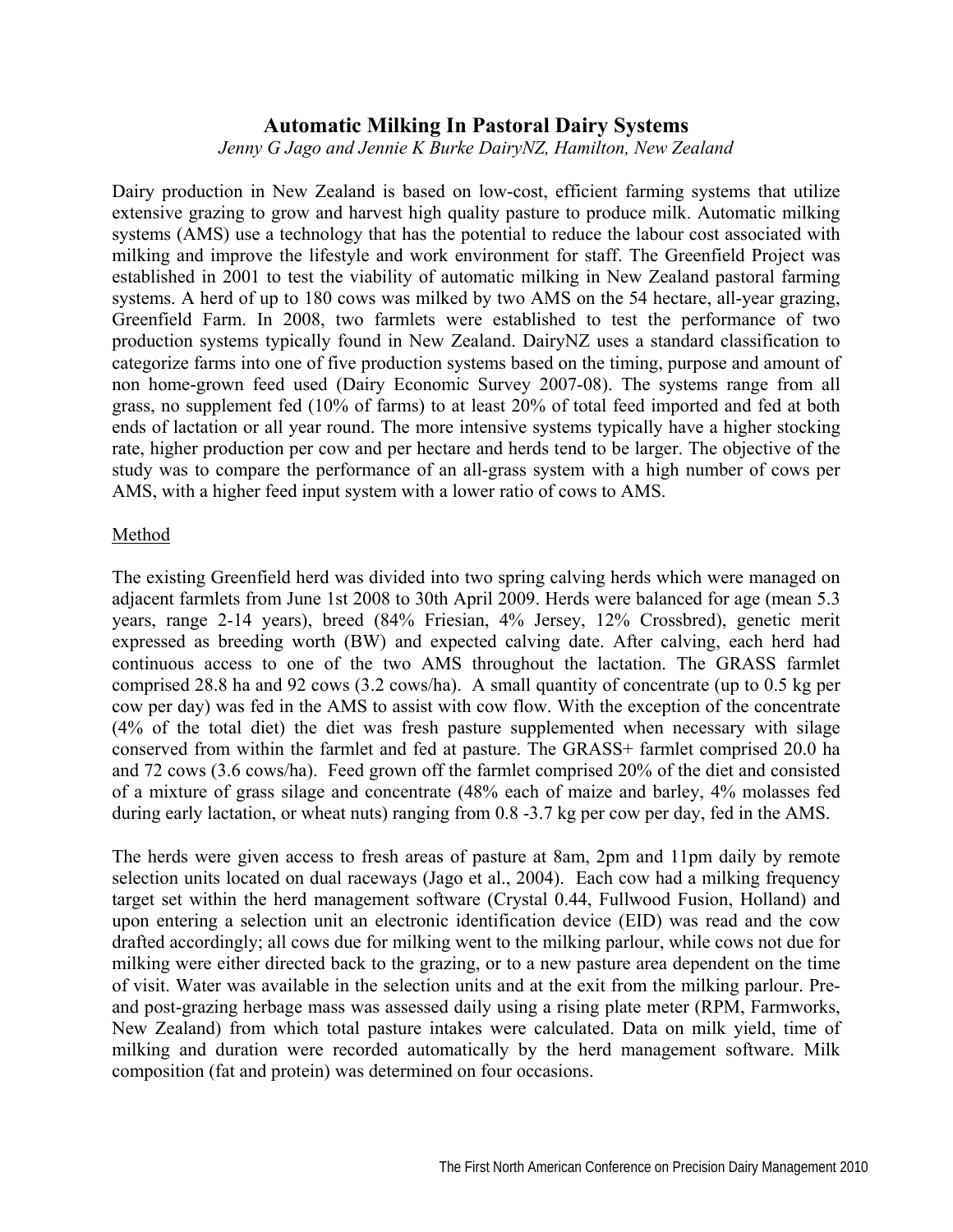# Automatic Milking In Pastoral Dairy Systems

*Jenny G Jago and Jennie K Burke DairyNZ, Hamilton, New Zealand*

Dairy production in New Zealand is based on low-cost, efficient farming systems that utilize extensive grazing to grow and harvest high quality pasture to produce milk. Automatic milking systems (AMS) use a technology that has the potential to reduce the labour cost associated with milking and improve the lifestyle and work environment for staff. The Greenfield Project was established in 2001 to test the viability of automatic milking in New Zealand pastoral farming systems. A herd of up to 180 cows was milked by two AMS on the 54 hectare, all-year grazing, Greenfield Farm. In 2008, two farmlets were established to test the performance of two production systems typically found in New Zealand. DairyNZ uses a standard classification to categorize farms into one of five production systems based on the timing, purpose and amount of non home-grown feed used (Dairy Economic Survey 2007-08). The systems range from all grass, no supplement fed (10% of farms) to at least 20% of total feed imported and fed at both ends of lactation or all year round. The more intensive systems typically have a higher stocking rate, higher production per cow and per hectare and herds tend to be larger. The objective of the study was to compare the performance of an all-grass system with a high number of cows per AMS, with a higher feed input system with a lower ratio of cows to AMS.

## Method

The existing Greenfield herd was divided into two spring calving herds which were managed on adjacent farmlets from June 1st 2008 to 30th April 2009. Herds were balanced for age (mean 5.3 years, range 2-14 years), breed (84% Friesian, 4% Jersey, 12% Crossbred), genetic merit expressed as breeding worth (BW) and expected calving date. After calving, each herd had continuous access to one of the two AMS throughout the lactation. The GRASS farmlet comprised 28.8 ha and 92 cows (3.2 cows/ha). A small quantity of concentrate (up to 0.5 kg per cow per day) was fed in the AMS to assist with cow flow. With the exception of the concentrate (4% of the total diet) the diet was fresh pasture supplemented when necessary with silage conserved from within the farmlet and fed at pasture. The GRASS+ farmlet comprised 20.0 ha and 72 cows (3.6 cows/ha). Feed grown off the farmlet comprised 20% of the diet and consisted of a mixture of grass silage and concentrate (48% each of maize and barley, 4% molasses fed during early lactation, or wheat nuts) ranging from 0.8 -3.7 kg per cow per day, fed in the AMS.

The herds were given access to fresh areas of pasture at 8am, 2pm and 11pm daily by remote selection units located on dual raceways (Jago et al., 2004). Each cow had a milking frequency target set within the herd management software (Crystal 0.44, Fullwood Fusion, Holland) and upon entering a selection unit an electronic identification device (EID) was read and the cow drafted accordingly; all cows due for milking went to the milking parlour, while cows not due for milking were either directed back to the grazing, or to a new pasture area dependent on the time of visit. Water was available in the selection units and at the exit from the milking parlour. Pre- and post-grazing herbage mass was assessed daily using a rising plate meter (RPM, Farmworks, New Zealand) from which total pasture intakes were calculated. Data on milk yield, time of milking and duration were recorded automatically by the herd management software. Milk composition (fat and protein) was determined on four occasions.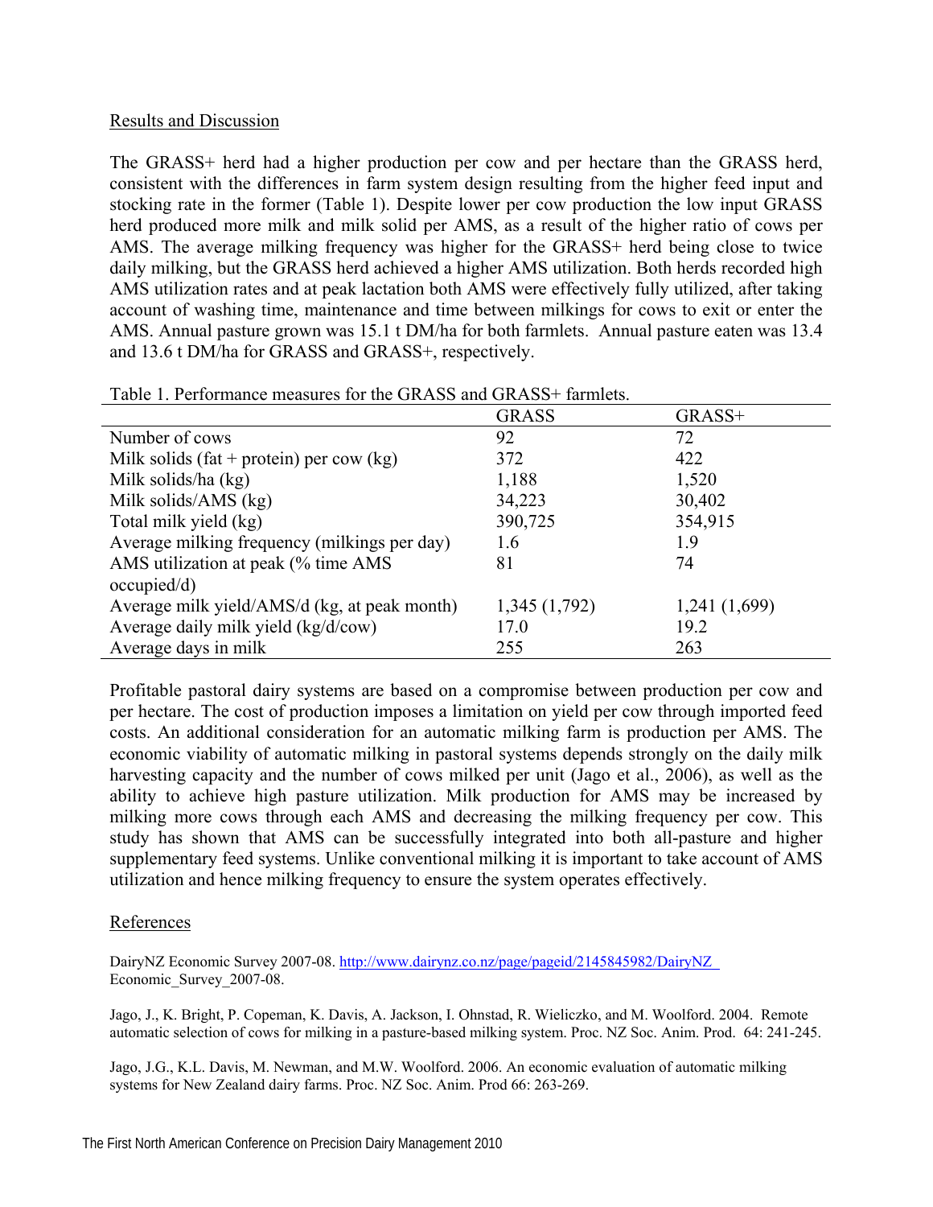## Results and Discussion

The GRASS+ herd had a higher production per cow and per hectare than the GRASS herd, consistent with the differences in farm system design resulting from the higher feed input and stocking rate in the former (Table 1). Despite lower per cow production the low input GRASS herd produced more milk and milk solid per AMS, as a result of the higher ratio of cows per AMS. The average milking frequency was higher for the GRASS+ herd being close to twice daily milking, but the GRASS herd achieved a higher AMS utilization. Both herds recorded high AMS utilization rates and at peak lactation both AMS were effectively fully utilized, after taking account of washing time, maintenance and time between milkings for cows to exit or enter the AMS. Annual pasture grown was 15.1 t DM/ha for both farmlets. Annual pasture eaten was 13.4 and 13.6 t DM/ha for GRASS and GRASS+, respectively.

Table 1. Performance measures for the GRASS and GRASS+ farmlets.

| | GRASS | GRASS+ |
|---|---|---|
| Number of cows | 92 | 72 |
| Milk solids (fat + protein) per cow (kg) | 372 | 422 |
| Milk solids/ha (kg) | 1,188 | 1,520 |
| Milk solids/AMS (kg) | 34,223 | 30,402 |
| Total milk yield (kg) | 390,725 | 354,915 |
| Average milking frequency (milkings per day) | 1.6 | 1.9 |
| AMS utilization at peak (% time AMS occupied/d) | 81 | 74 |
| Average milk yield/AMS/d (kg, at peak month) | 1,345 (1,792) | 1,241 (1,699) |
| Average daily milk yield (kg/d/cow) | 17.0 | 19.2 |
| Average days in milk | 255 | 263 |

Profitable pastoral dairy systems are based on a compromise between production per cow and per hectare. The cost of production imposes a limitation on yield per cow through imported feed costs. An additional consideration for an automatic milking farm is production per AMS. The economic viability of automatic milking in pastoral systems depends strongly on the daily milk harvesting capacity and the number of cows milked per unit (Jago et al., 2006), as well as the ability to achieve high pasture utilization. Milk production for AMS may be increased by milking more cows through each AMS and decreasing the milking frequency per cow. This study has shown that AMS can be successfully integrated into both all-pasture and higher supplementary feed systems. Unlike conventional milking it is important to take account of AMS utilization and hence milking frequency to ensure the system operates effectively.

## References

DairyNZ Economic Survey 2007-08. http://www.dairynz.co.nz/page/pageid/2145845982/DairyNZ_Economic_Survey_2007-08.

Jago, J., K. Bright, P. Copeman, K. Davis, A. Jackson, I. Ohnstad, R. Wieliczko, and M. Woolford. 2004. Remote automatic selection of cows for milking in a pasture-based milking system. Proc. NZ Soc. Anim. Prod. 64: 241-245.

Jago, J.G., K.L. Davis, M. Newman, and M.W. Woolford. 2006. An economic evaluation of automatic milking systems for New Zealand dairy farms. Proc. NZ Soc. Anim. Prod 66: 263-269.